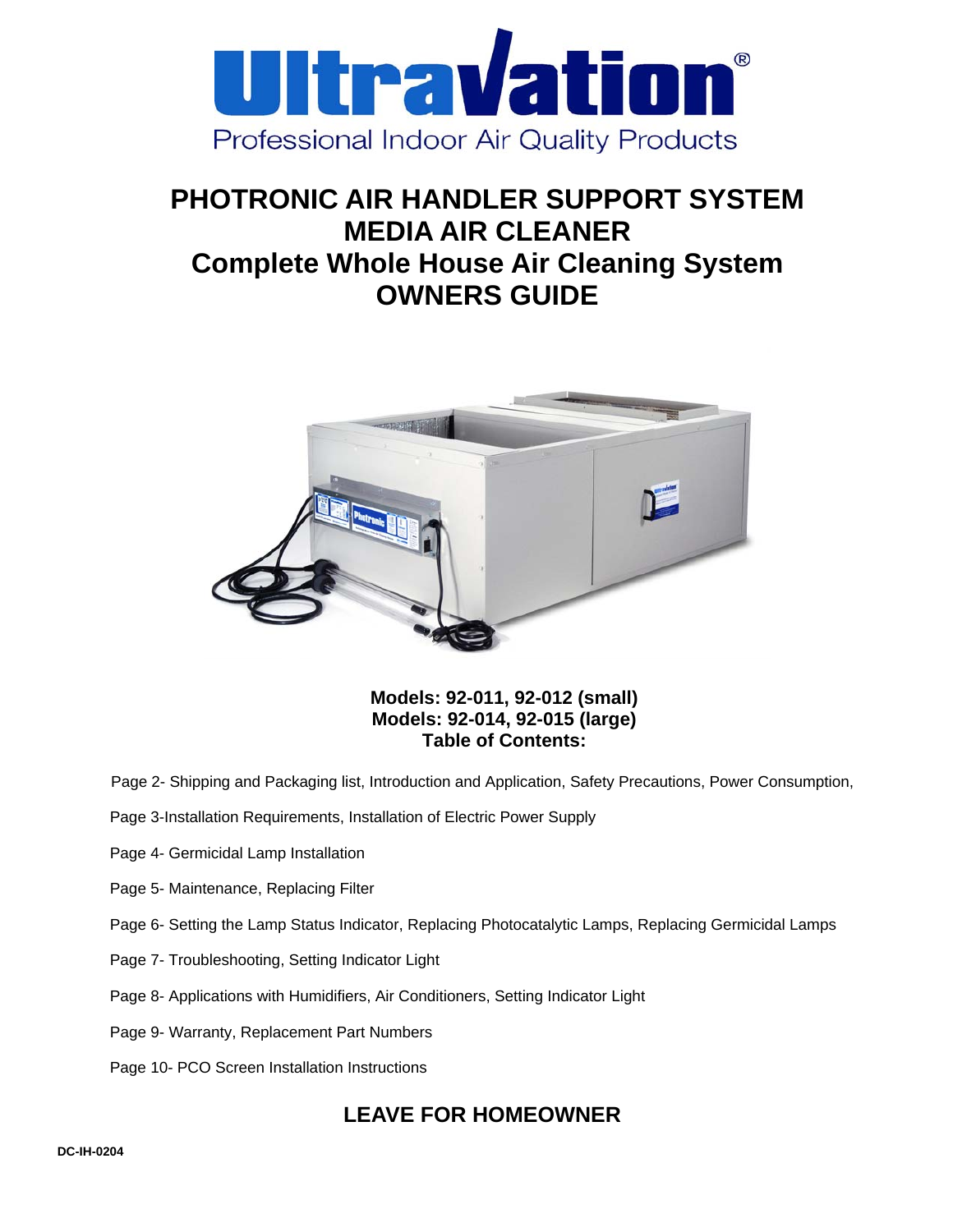# UltraVation®

Professional Indoor Air Quality Products

# PHOTRONIC AIR HANDLER SUPPORT SYSTEM
# MEDIA AIR CLEANER
# Complete Whole House Air Cleaning System
# OWNERS GUIDE

**Models: 92-011, 92-012 (small)**
**Models: 92-014, 92-015 (large)**
**Table of Contents:**

Page 2- Shipping and Packaging list, Introduction and Application, Safety Precautions, Power Consumption,

Page 3-Installation Requirements, Installation of Electric Power Supply

Page 4- Germicidal Lamp Installation

Page 5- Maintenance, Replacing Filter

Page 6- Setting the Lamp Status Indicator, Replacing Photocatalytic Lamps, Replacing Germicidal Lamps

Page 7- Troubleshooting, Setting Indicator Light

Page 8- Applications with Humidifiers, Air Conditioners, Setting Indicator Light

Page 9- Warranty, Replacement Part Numbers

Page 10- PCO Screen Installation Instructions

## LEAVE FOR HOMEOWNER

DC-IH-0204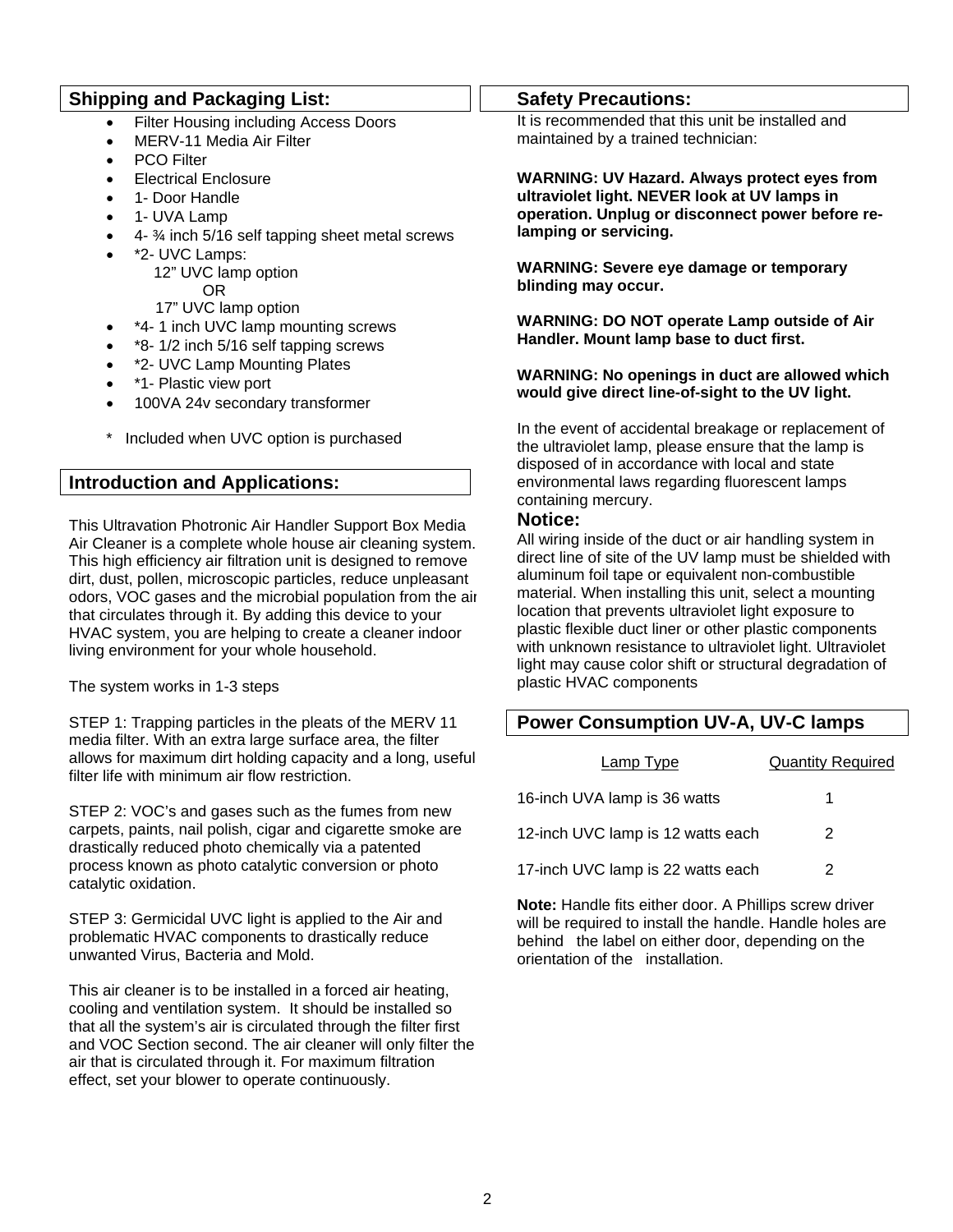## Shipping and Packaging List:

- Filter Housing including Access Doors
- MERV-11 Media Air Filter
- PCO Filter
- Electrical Enclosure
- 1- Door Handle
- 1- UVA Lamp
- 4- ¾ inch 5/16 self tapping sheet metal screws
- *2- UVC Lamps:
  12" UVC lamp option
  OR
  17" UVC lamp option
- *4- 1 inch UVC lamp mounting screws
- *8- 1/2 inch 5/16 self tapping screws
- *2- UVC Lamp Mounting Plates
- *1- Plastic view port
- 100VA 24v secondary transformer

\* Included when UVC option is purchased

## Introduction and Applications:

This Ultravation Photronic Air Handler Support Box Media Air Cleaner is a complete whole house air cleaning system. This high efficiency air filtration unit is designed to remove dirt, dust, pollen, microscopic particles, reduce unpleasant odors, VOC gases and the microbial population from the air that circulates through it. By adding this device to your HVAC system, you are helping to create a cleaner indoor living environment for your whole household.

The system works in 1-3 steps

STEP 1: Trapping particles in the pleats of the MERV 11 media filter. With an extra large surface area, the filter allows for maximum dirt holding capacity and a long, useful filter life with minimum air flow restriction.

STEP 2: VOC's and gases such as the fumes from new carpets, paints, nail polish, cigar and cigarette smoke are drastically reduced photo chemically via a patented process known as photo catalytic conversion or photo catalytic oxidation.

STEP 3: Germicidal UVC light is applied to the Air and problematic HVAC components to drastically reduce unwanted Virus, Bacteria and Mold.

This air cleaner is to be installed in a forced air heating, cooling and ventilation system. It should be installed so that all the system's air is circulated through the filter first and VOC Section second. The air cleaner will only filter the air that is circulated through it. For maximum filtration effect, set your blower to operate continuously.

## Safety Precautions:

It is recommended that this unit be installed and maintained by a trained technician:

**WARNING: UV Hazard. Always protect eyes from ultraviolet light. NEVER look at UV lamps in operation. Unplug or disconnect power before re-lamping or servicing.**

**WARNING: Severe eye damage or temporary blinding may occur.**

**WARNING: DO NOT operate Lamp outside of Air Handler. Mount lamp base to duct first.**

**WARNING: No openings in duct are allowed which would give direct line-of-sight to the UV light.**

In the event of accidental breakage or replacement of the ultraviolet lamp, please ensure that the lamp is disposed of in accordance with local and state environmental laws regarding fluorescent lamps containing mercury.

### Notice:

All wiring inside of the duct or air handling system in direct line of site of the UV lamp must be shielded with aluminum foil tape or equivalent non-combustible material. When installing this unit, select a mounting location that prevents ultraviolet light exposure to plastic flexible duct liner or other plastic components with unknown resistance to ultraviolet light. Ultraviolet light may cause color shift or structural degradation of plastic HVAC components

## Power Consumption UV-A, UV-C lamps

| Lamp Type | Quantity Required |
|---|---|
| 16-inch UVA lamp is 36 watts | 1 |
| 12-inch UVC lamp is 12 watts each | 2 |
| 17-inch UVC lamp is 22 watts each | 2 |

**Note:** Handle fits either door. A Phillips screw driver will be required to install the handle. Handle holes are behind the label on either door, depending on the orientation of the installation.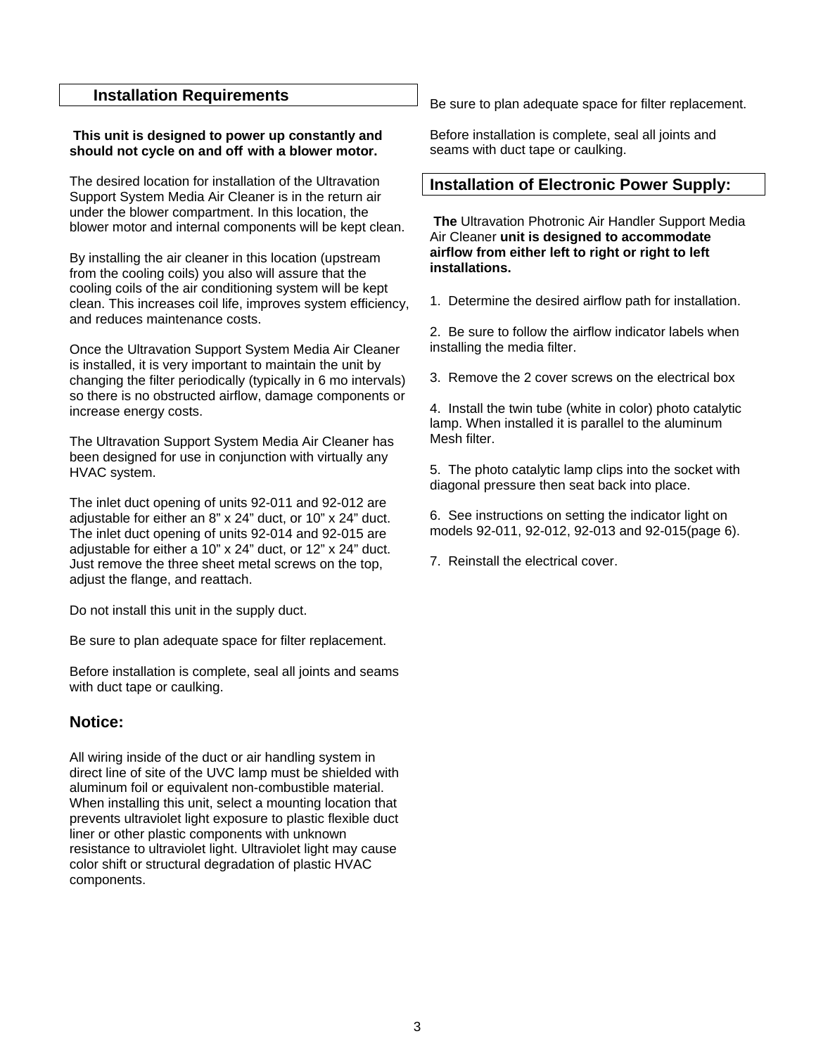## Installation Requirements

**This unit is designed to power up constantly and should not cycle on and off with a blower motor.**

The desired location for installation of the Ultravation Support System Media Air Cleaner is in the return air under the blower compartment. In this location, the blower motor and internal components will be kept clean.

By installing the air cleaner in this location (upstream from the cooling coils) you also will assure that the cooling coils of the air conditioning system will be kept clean. This increases coil life, improves system efficiency, and reduces maintenance costs.

Once the Ultravation Support System Media Air Cleaner is installed, it is very important to maintain the unit by changing the filter periodically (typically in 6 mo intervals) so there is no obstructed airflow, damage components or increase energy costs.

The Ultravation Support System Media Air Cleaner has been designed for use in conjunction with virtually any HVAC system.

The inlet duct opening of units 92-011 and 92-012 are adjustable for either an 8" x 24" duct, or 10" x 24" duct. The inlet duct opening of units 92-014 and 92-015 are adjustable for either a 10" x 24" duct, or 12" x 24" duct. Just remove the three sheet metal screws on the top, adjust the flange, and reattach.

Do not install this unit in the supply duct.

Be sure to plan adequate space for filter replacement.

Before installation is complete, seal all joints and seams with duct tape or caulking.

### Notice:

All wiring inside of the duct or air handling system in direct line of site of the UVC lamp must be shielded with aluminum foil or equivalent non-combustible material. When installing this unit, select a mounting location that prevents ultraviolet light exposure to plastic flexible duct liner or other plastic components with unknown resistance to ultraviolet light. Ultraviolet light may cause color shift or structural degradation of plastic HVAC components.

Be sure to plan adequate space for filter replacement.

Before installation is complete, seal all joints and seams with duct tape or caulking.

## Installation of Electronic Power Supply:

**The** Ultravation Photronic Air Handler Support Media Air Cleaner **unit is designed to accommodate airflow from either left to right or right to left installations.**

1. Determine the desired airflow path for installation.

2. Be sure to follow the airflow indicator labels when installing the media filter.

3. Remove the 2 cover screws on the electrical box

4. Install the twin tube (white in color) photo catalytic lamp. When installed it is parallel to the aluminum Mesh filter.

5. The photo catalytic lamp clips into the socket with diagonal pressure then seat back into place.

6. See instructions on setting the indicator light on models 92-011, 92-012, 92-013 and 92-015(page 6).

7. Reinstall the electrical cover.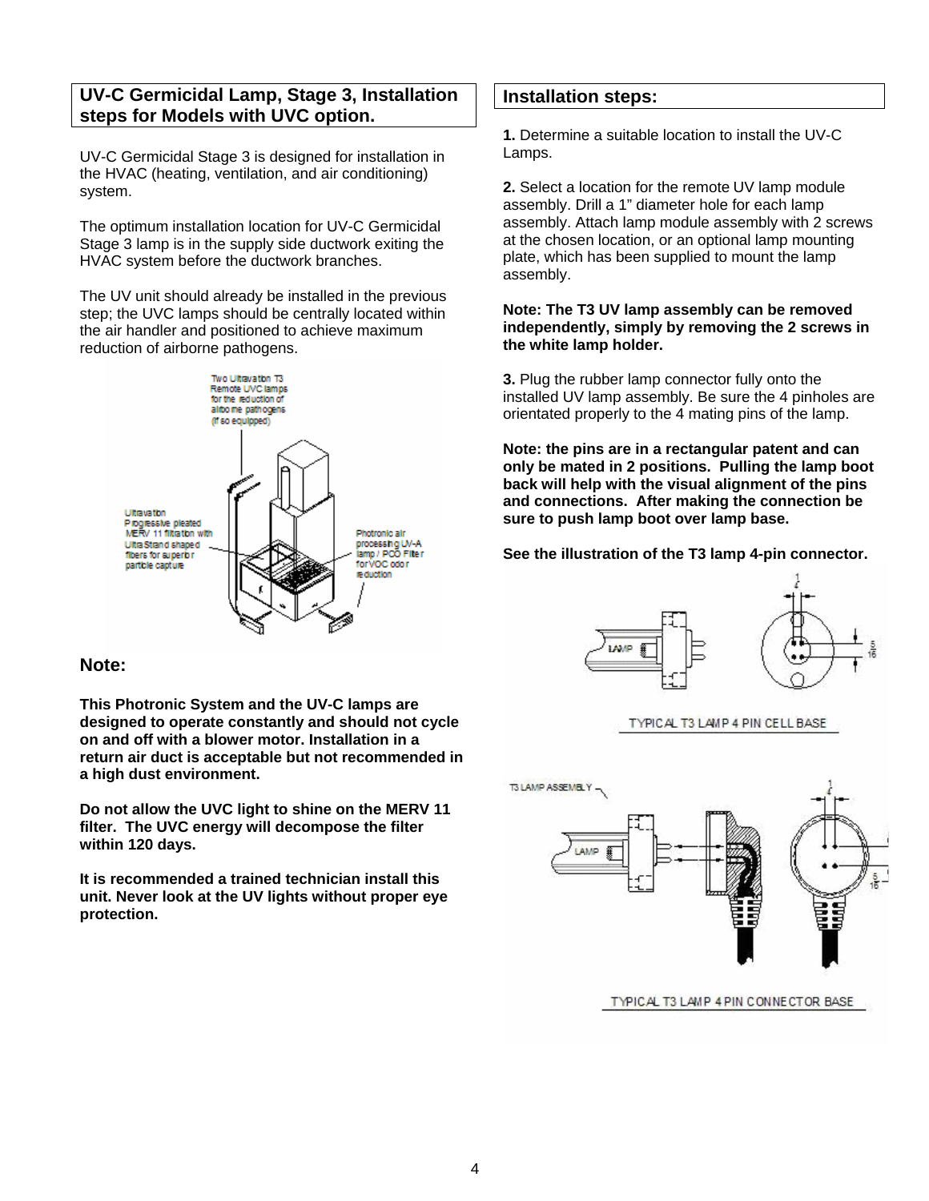## UV-C Germicidal Lamp, Stage 3, Installation steps for Models with UVC option.

UV-C Germicidal Stage 3 is designed for installation in the HVAC (heating, ventilation, and air conditioning) system.

The optimum installation location for UV-C Germicidal Stage 3 lamp is in the supply side ductwork exiting the HVAC system before the ductwork branches.

The UV unit should already be installed in the previous step; the UVC lamps should be centrally located within the air handler and positioned to achieve maximum reduction of airborne pathogens.

### Note:

**This Photronic System and the UV-C lamps are designed to operate constantly and should not cycle on and off with a blower motor. Installation in a return air duct is acceptable but not recommended in a high dust environment.**

**Do not allow the UVC light to shine on the MERV 11 filter. The UVC energy will decompose the filter within 120 days.**

**It is recommended a trained technician install this unit. Never look at the UV lights without proper eye protection.**

## Installation steps:

**1.** Determine a suitable location to install the UV-C Lamps.

**2.** Select a location for the remote UV lamp module assembly. Drill a 1" diameter hole for each lamp assembly. Attach lamp module assembly with 2 screws at the chosen location, or an optional lamp mounting plate, which has been supplied to mount the lamp assembly.

**Note: The T3 UV lamp assembly can be removed independently, simply by removing the 2 screws in the white lamp holder.**

**3.** Plug the rubber lamp connector fully onto the installed UV lamp assembly. Be sure the 4 pinholes are orientated properly to the 4 mating pins of the lamp.

**Note: the pins are in a rectangular patent and can only be mated in 2 positions. Pulling the lamp boot back will help with the visual alignment of the pins and connections. After making the connection be sure to push lamp boot over lamp base.**

**See the illustration of the T3 lamp 4-pin connector.**

TYPICAL T3 LAMP 4 PIN CELL BASE

TYPICAL T3 LAMP 4 PIN CONNECTOR BASE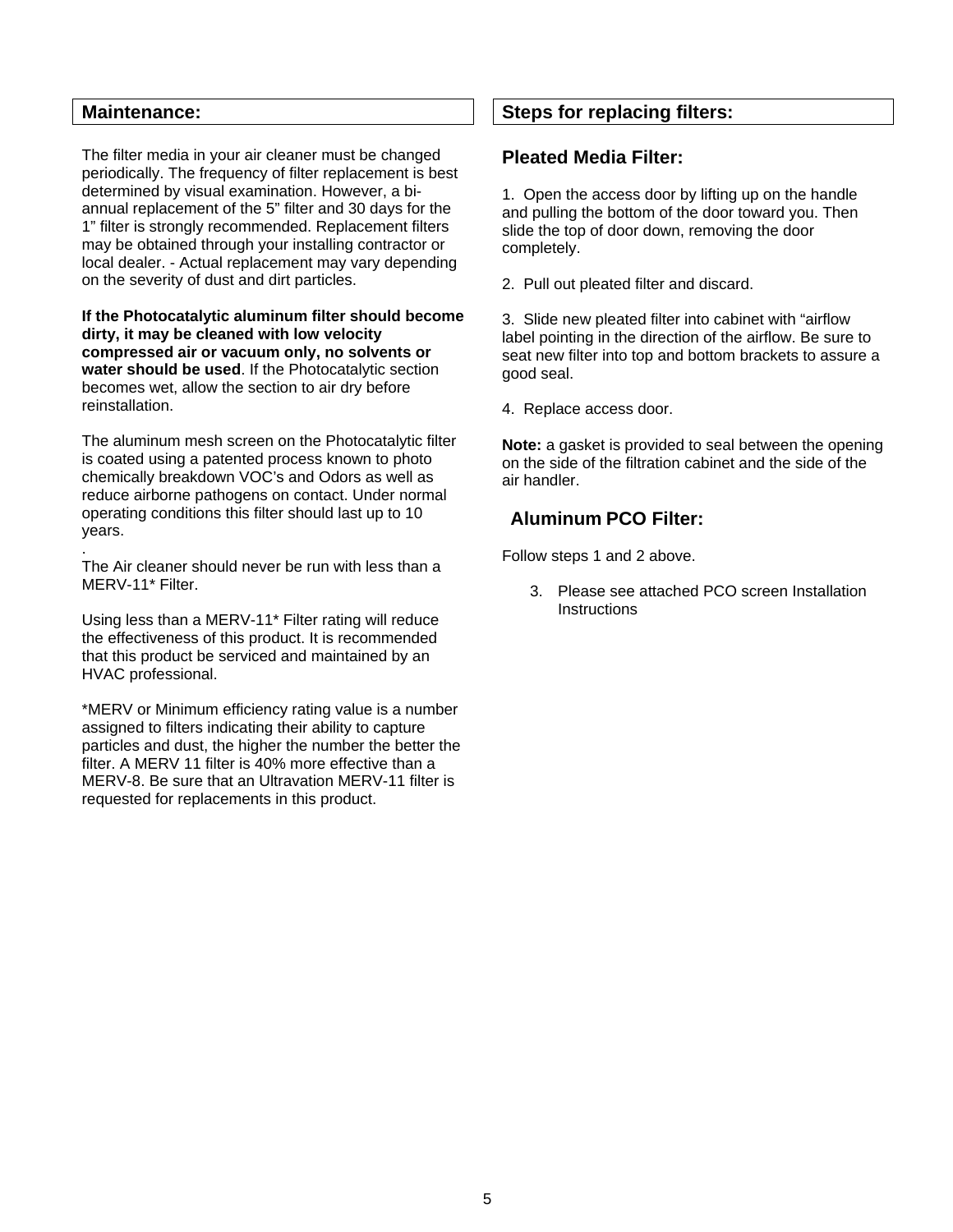## Maintenance:

The filter media in your air cleaner must be changed periodically. The frequency of filter replacement is best determined by visual examination. However, a bi-annual replacement of the 5" filter and 30 days for the 1" filter is strongly recommended. Replacement filters may be obtained through your installing contractor or local dealer. - Actual replacement may vary depending on the severity of dust and dirt particles.

**If the Photocatalytic aluminum filter should become dirty, it may be cleaned with low velocity compressed air or vacuum only, no solvents or water should be used**. If the Photocatalytic section becomes wet, allow the section to air dry before reinstallation.

The aluminum mesh screen on the Photocatalytic filter is coated using a patented process known to photo chemically breakdown VOC's and Odors as well as reduce airborne pathogens on contact. Under normal operating conditions this filter should last up to 10 years.

.

The Air cleaner should never be run with less than a MERV-11* Filter.

Using less than a MERV-11* Filter rating will reduce the effectiveness of this product. It is recommended that this product be serviced and maintained by an HVAC professional.

*MERV or Minimum efficiency rating value is a number assigned to filters indicating their ability to capture particles and dust, the higher the number the better the filter. A MERV 11 filter is 40% more effective than a MERV-8. Be sure that an Ultravation MERV-11 filter is requested for replacements in this product.

## Steps for replacing filters:

### Pleated Media Filter:

1. Open the access door by lifting up on the handle and pulling the bottom of the door toward you. Then slide the top of door down, removing the door completely.

2. Pull out pleated filter and discard.

3. Slide new pleated filter into cabinet with "airflow label pointing in the direction of the airflow. Be sure to seat new filter into top and bottom brackets to assure a good seal.

4. Replace access door.

**Note:** a gasket is provided to seal between the opening on the side of the filtration cabinet and the side of the air handler.

### Aluminum PCO Filter:

Follow steps 1 and 2 above.

3. Please see attached PCO screen Installation Instructions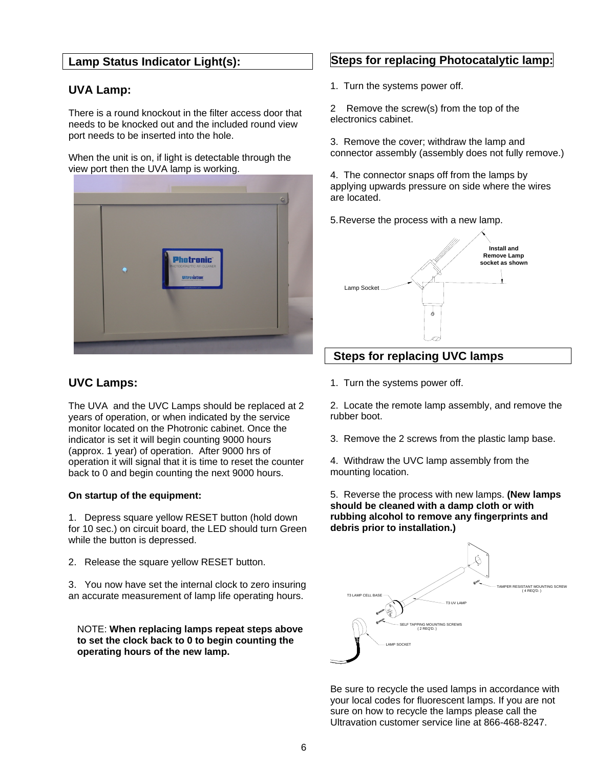## Lamp Status Indicator Light(s):

### UVA Lamp:

There is a round knockout in the filter access door that needs to be knocked out and the included round view port needs to be inserted into the hole.

When the unit is on, if light is detectable through the view port then the UVA lamp is working.

### UVC Lamps:

The UVA and the UVC Lamps should be replaced at 2 years of operation, or when indicated by the service monitor located on the Photronic cabinet. Once the indicator is set it will begin counting 9000 hours (approx. 1 year) of operation. After 9000 hrs of operation it will signal that it is time to reset the counter back to 0 and begin counting the next 9000 hours.

**On startup of the equipment:**

1. Depress square yellow RESET button (hold down for 10 sec.) on circuit board, the LED should turn Green while the button is depressed.

2. Release the square yellow RESET button.

3. You now have set the internal clock to zero insuring an accurate measurement of lamp life operating hours.

NOTE: **When replacing lamps repeat steps above to set the clock back to 0 to begin counting the operating hours of the new lamp.**

## Steps for replacing Photocatalytic lamp:

1. Turn the systems power off.

2. Remove the screw(s) from the top of the electronics cabinet.

3. Remove the cover; withdraw the lamp and connector assembly (assembly does not fully remove.)

4. The connector snaps off from the lamps by applying upwards pressure on side where the wires are located.

5. Reverse the process with a new lamp.

Lamp Socket

**Install and Remove Lamp socket as shown**

## Steps for replacing UVC lamps

1. Turn the systems power off.

2. Locate the remote lamp assembly, and remove the rubber boot.

3. Remove the 2 screws from the plastic lamp base.

4. Withdraw the UVC lamp assembly from the mounting location.

5. Reverse the process with new lamps. **(New lamps should be cleaned with a damp cloth or with rubbing alcohol to remove any fingerprints and debris prior to installation.)**

TAMPER RESISTANT MOUNTING SCREW ( 4 REQ'D. )

T3 LAMP CELL BASE

T3 UV LAMP

SELF TAPPING MOUNTING SCREWS ( 2 REQ'D. )

LAMP SOCKET

Be sure to recycle the used lamps in accordance with your local codes for fluorescent lamps. If you are not sure on how to recycle the lamps please call the Ultravation customer service line at 866-468-8247.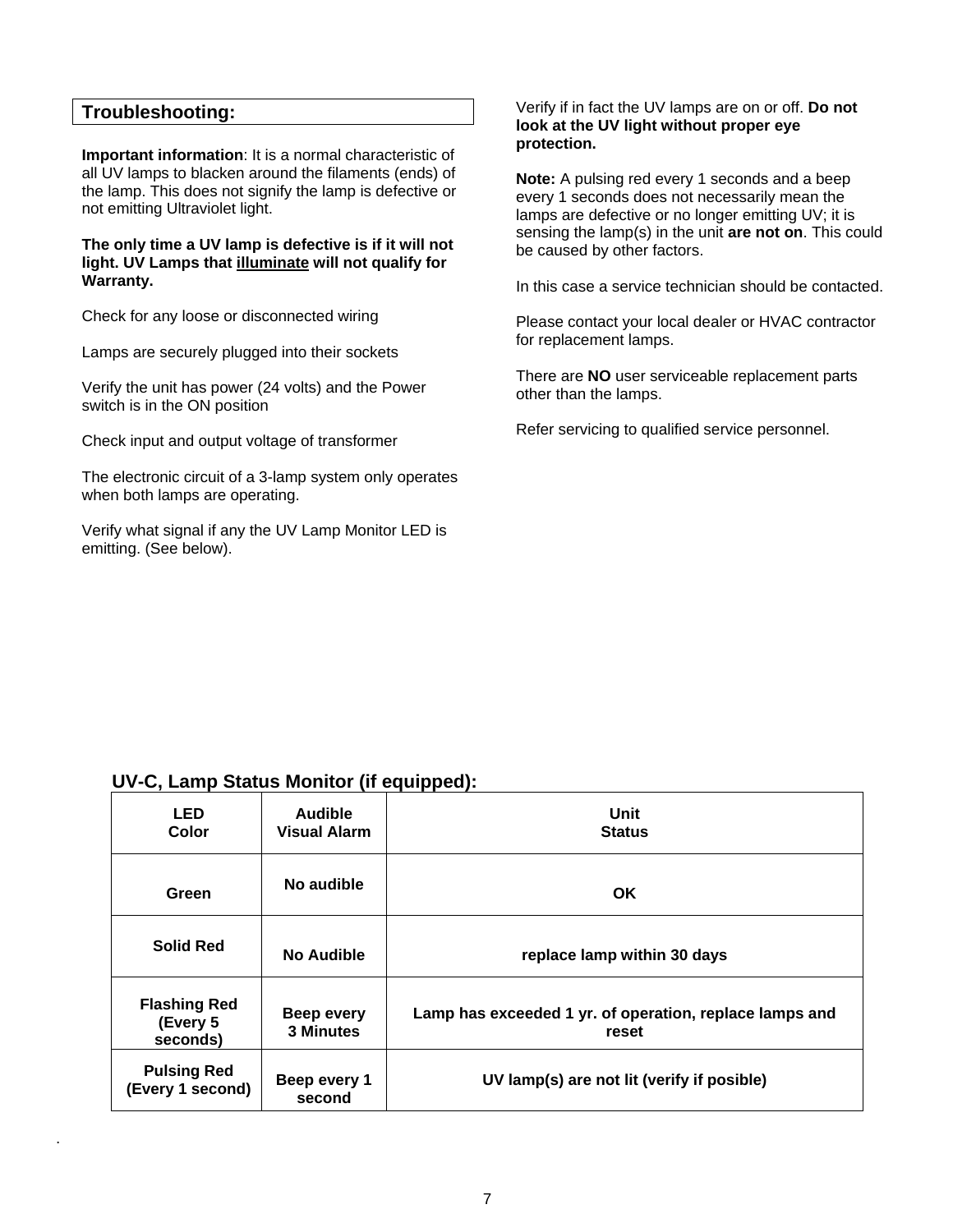## Troubleshooting:

**Important information**: It is a normal characteristic of all UV lamps to blacken around the filaments (ends) of the lamp. This does not signify the lamp is defective or not emitting Ultraviolet light.

**The only time a UV lamp is defective is if it will not light. UV Lamps that <u>illuminate</u> will not qualify for Warranty.**

Check for any loose or disconnected wiring

Lamps are securely plugged into their sockets

Verify the unit has power (24 volts) and the Power switch is in the ON position

Check input and output voltage of transformer

The electronic circuit of a 3-lamp system only operates when both lamps are operating.

Verify what signal if any the UV Lamp Monitor LED is emitting. (See below).

Verify if in fact the UV lamps are on or off. **Do not look at the UV light without proper eye protection.**

**Note:** A pulsing red every 1 seconds and a beep every 1 seconds does not necessarily mean the lamps are defective or no longer emitting UV; it is sensing the lamp(s) in the unit **are not on**. This could be caused by other factors.

In this case a service technician should be contacted.

Please contact your local dealer or HVAC contractor for replacement lamps.

There are **NO** user serviceable replacement parts other than the lamps.

Refer servicing to qualified service personnel.

### UV-C, Lamp Status Monitor (if equipped):

| LED Color | Audible Visual Alarm | Unit Status |
|---|---|---|
| Green | No audible | OK |
| Solid Red | No Audible | replace lamp within 30 days |
| Flashing Red (Every 5 seconds) | Beep every 3 Minutes | Lamp has exceeded 1 yr. of operation, replace lamps and reset |
| Pulsing Red (Every 1 second) | Beep every 1 second | UV lamp(s) are not lit (verify if posible) |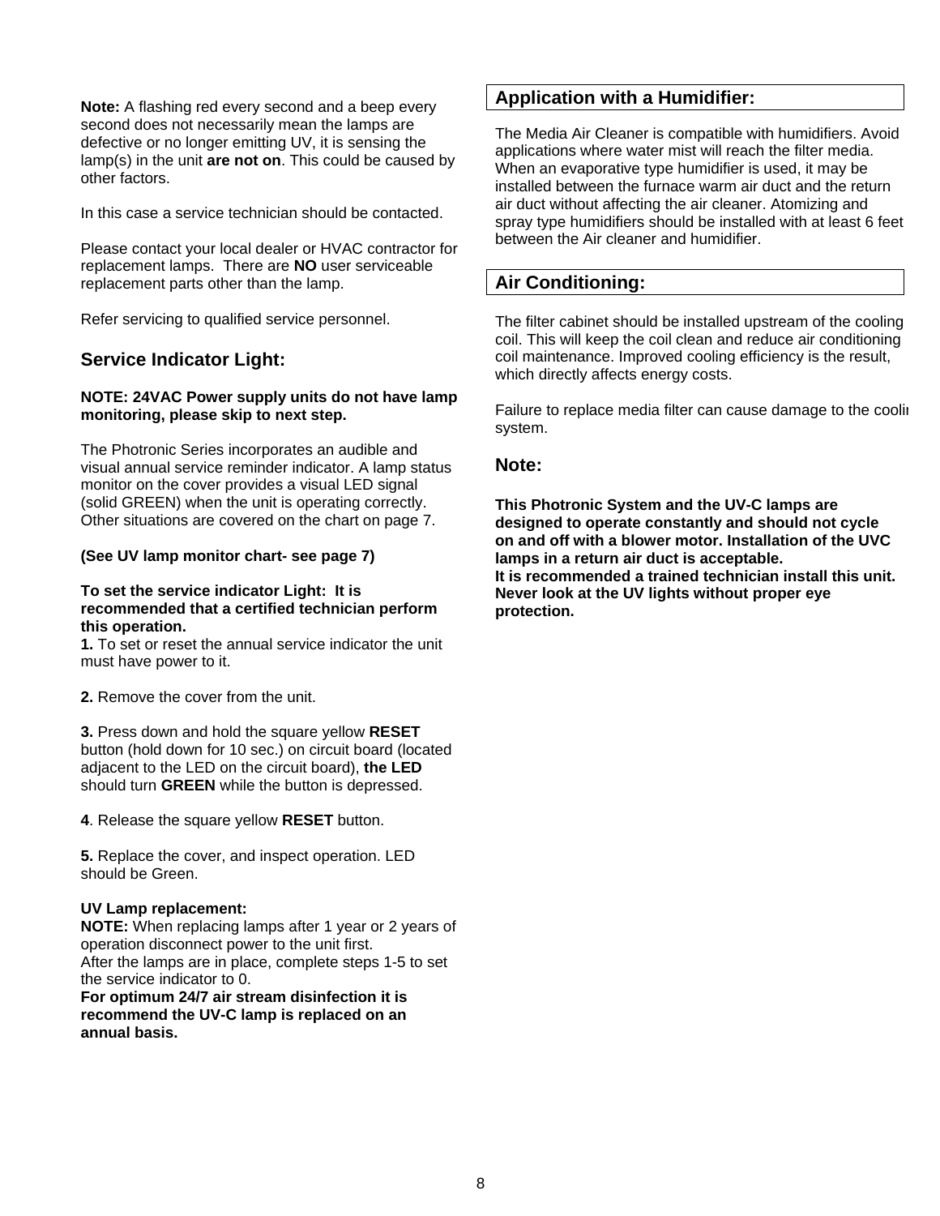**Note:** A flashing red every second and a beep every second does not necessarily mean the lamps are defective or no longer emitting UV, it is sensing the lamp(s) in the unit **are not on**. This could be caused by other factors.

In this case a service technician should be contacted.

Please contact your local dealer or HVAC contractor for replacement lamps. There are **NO** user serviceable replacement parts other than the lamp.

Refer servicing to qualified service personnel.

## Service Indicator Light:

**NOTE: 24VAC Power supply units do not have lamp monitoring, please skip to next step.**

The Photronic Series incorporates an audible and visual annual service reminder indicator. A lamp status monitor on the cover provides a visual LED signal (solid GREEN) when the unit is operating correctly. Other situations are covered on the chart on page 7.

**(See UV lamp monitor chart- see page 7)**

**To set the service indicator Light: It is recommended that a certified technician perform this operation.**

**1.** To set or reset the annual service indicator the unit must have power to it.

**2.** Remove the cover from the unit.

**3.** Press down and hold the square yellow **RESET** button (hold down for 10 sec.) on circuit board (located adjacent to the LED on the circuit board), **the LED** should turn **GREEN** while the button is depressed.

**4**. Release the square yellow **RESET** button.

**5.** Replace the cover, and inspect operation. LED should be Green.

**UV Lamp replacement:**

**NOTE:** When replacing lamps after 1 year or 2 years of operation disconnect power to the unit first.

After the lamps are in place, complete steps 1-5 to set the service indicator to 0.

**For optimum 24/7 air stream disinfection it is recommend the UV-C lamp is replaced on an annual basis.**

## Application with a Humidifier:

The Media Air Cleaner is compatible with humidifiers. Avoid applications where water mist will reach the filter media. When an evaporative type humidifier is used, it may be installed between the furnace warm air duct and the return air duct without affecting the air cleaner. Atomizing and spray type humidifiers should be installed with at least 6 feet between the Air cleaner and humidifier.

## Air Conditioning:

The filter cabinet should be installed upstream of the cooling coil. This will keep the coil clean and reduce air conditioning coil maintenance. Improved cooling efficiency is the result, which directly affects energy costs.

Failure to replace media filter can cause damage to the coolin system.

## Note:

**This Photronic System and the UV-C lamps are designed to operate constantly and should not cycle on and off with a blower motor. Installation of the UVC lamps in a return air duct is acceptable.**
**It is recommended a trained technician install this unit.**
**Never look at the UV lights without proper eye protection.**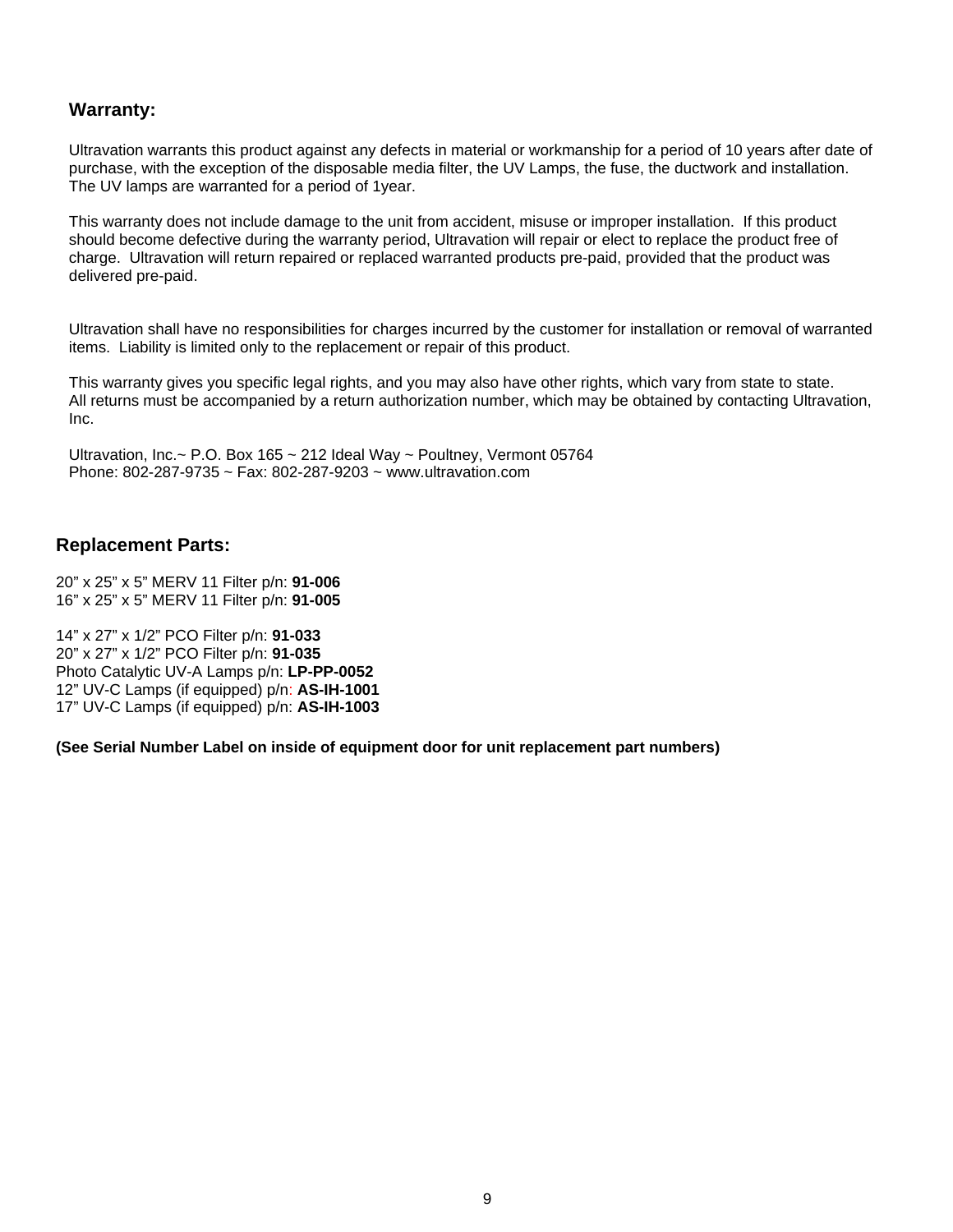## Warranty:

Ultravation warrants this product against any defects in material or workmanship for a period of 10 years after date of purchase, with the exception of the disposable media filter, the UV Lamps, the fuse, the ductwork and installation. The UV lamps are warranted for a period of 1year.

This warranty does not include damage to the unit from accident, misuse or improper installation. If this product should become defective during the warranty period, Ultravation will repair or elect to replace the product free of charge. Ultravation will return repaired or replaced warranted products pre-paid, provided that the product was delivered pre-paid.

Ultravation shall have no responsibilities for charges incurred by the customer for installation or removal of warranted items. Liability is limited only to the replacement or repair of this product.

This warranty gives you specific legal rights, and you may also have other rights, which vary from state to state.
All returns must be accompanied by a return authorization number, which may be obtained by contacting Ultravation, Inc.

Ultravation, Inc.~ P.O. Box 165 ~ 212 Ideal Way ~ Poultney, Vermont 05764
Phone: 802-287-9735 ~ Fax: 802-287-9203 ~ www.ultravation.com

## Replacement Parts:

20” x 25” x 5” MERV 11 Filter p/n: **91-006**
16” x 25” x 5” MERV 11 Filter p/n: **91-005**

14” x 27” x 1/2” PCO Filter p/n: **91-033**
20” x 27” x 1/2” PCO Filter p/n: **91-035**
Photo Catalytic UV-A Lamps p/n: **LP-PP-0052**
12” UV-C Lamps (if equipped) p/n: **AS-IH-1001**
17” UV-C Lamps (if equipped) p/n: **AS-IH-1003**

**(See Serial Number Label on inside of equipment door for unit replacement part numbers)**